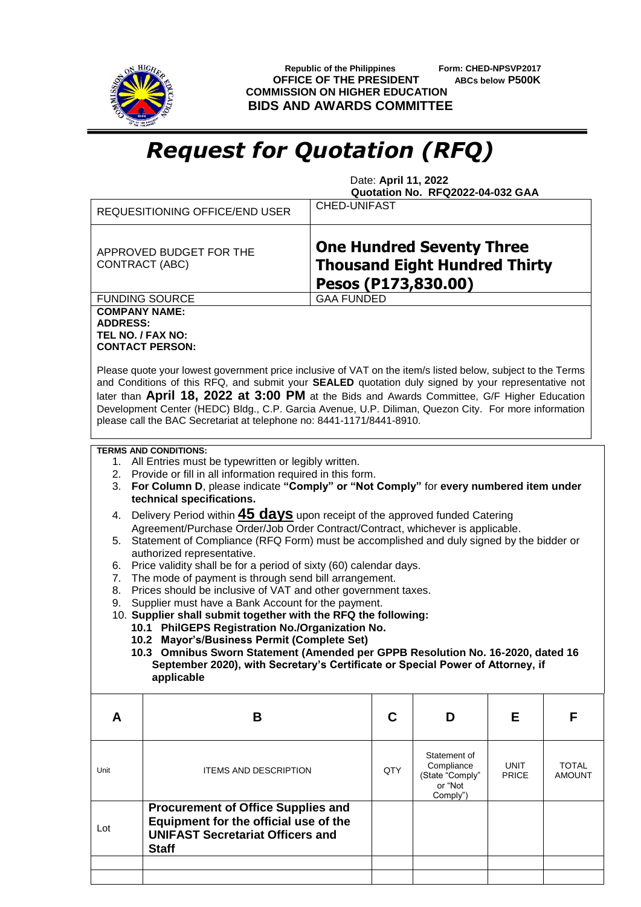Republic of the Philippines
**OFFICE OF THE PRESIDENT**
**COMMISSION ON HIGHER EDUCATION**
**BIDS AND AWARDS COMMITTEE**

**Form: CHED-NPSVP2017**
**ABCs below P500K**

# *Request for Quotation (RFQ)*

Date: **April 11, 2022**
**Quotation No. RFQ2022-04-032 GAA**

| | |
|---|---|
| REQUESITIONING OFFICE/END USER | CHED-UNIFAST |
| APPROVED BUDGET FOR THE CONTRACT (ABC) | **One Hundred Seventy Three Thousand Eight Hundred Thirty Pesos (P173,830.00)** |
| FUNDING SOURCE | GAA FUNDED |

**COMPANY NAME:**
**ADDRESS:**
**TEL NO. / FAX NO:**
**CONTACT PERSON:**

Please quote your lowest government price inclusive of VAT on the item/s listed below, subject to the Terms and Conditions of this RFQ, and submit your **SEALED** quotation duly signed by your representative not later than **April 18, 2022 at 3:00 PM** at the Bids and Awards Committee, G/F Higher Education Development Center (HEDC) Bldg., C.P. Garcia Avenue, U.P. Diliman, Quezon City. For more information please call the BAC Secretariat at telephone no: 8441-1171/8441-8910.

**TERMS AND CONDITIONS:**

1. All Entries must be typewritten or legibly written.
2. Provide or fill in all information required in this form.
3. **For Column D**, please indicate **"Comply" or "Not Comply"** for **every numbered item under technical specifications.**
4. Delivery Period within **45 days** upon receipt of the approved funded Catering Agreement/Purchase Order/Job Order Contract/Contract, whichever is applicable.
5. Statement of Compliance (RFQ Form) must be accomplished and duly signed by the bidder or authorized representative.
6. Price validity shall be for a period of sixty (60) calendar days.
7. The mode of payment is through send bill arrangement.
8. Prices should be inclusive of VAT and other government taxes.
9. Supplier must have a Bank Account for the payment.
10. **Supplier shall submit together with the RFQ the following:**
    **10.1 PhilGEPS Registration No./Organization No.**
    **10.2 Mayor's/Business Permit (Complete Set)**
    **10.3 Omnibus Sworn Statement (Amended per GPPB Resolution No. 16-2020, dated 16 September 2020), with Secretary's Certificate or Special Power of Attorney, if applicable**

| A | B | C | D | E | F |
|---|---|---|---|---|---|
| Unit | ITEMS AND DESCRIPTION | QTY | Statement of Compliance (State "Comply" or "Not Comply") | UNIT PRICE | TOTAL AMOUNT |
| Lot | **Procurement of Office Supplies and Equipment for the official use of the UNIFAST Secretariat Officers and Staff** | | | | |
| | | | | | |
| | | | | | |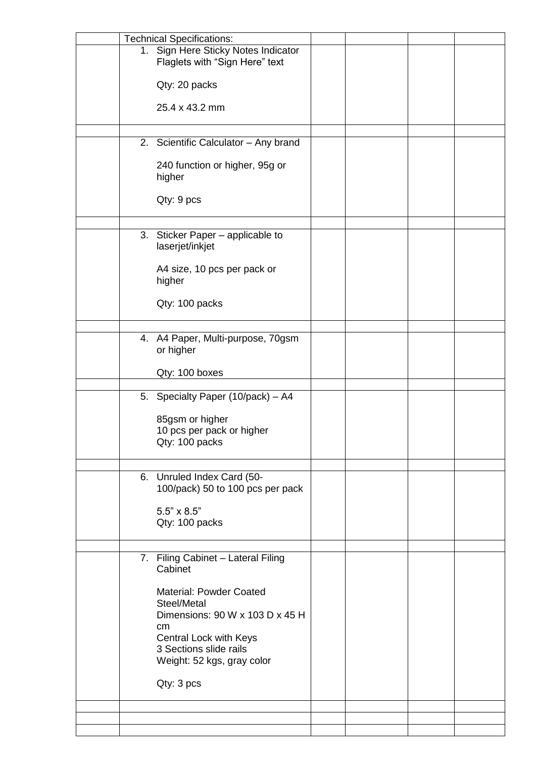| | Technical Specifications: | | | | |
|---|---|---|---|---|---|
| | 1. Sign Here Sticky Notes Indicator Flaglets with “Sign Here” text<br><br>Qty: 20 packs<br><br>25.4 x 43.2 mm | | | | |
| | | | | | |
| | 2. Scientific Calculator – Any brand<br><br>240 function or higher, 95g or higher<br><br>Qty: 9 pcs | | | | |
| | | | | | |
| | 3. Sticker Paper – applicable to laserjet/inkjet<br><br>A4 size, 10 pcs per pack or higher<br><br>Qty: 100 packs | | | | |
| | | | | | |
| | 4. A4 Paper, Multi-purpose, 70gsm or higher<br><br>Qty: 100 boxes | | | | |
| | | | | | |
| | 5. Specialty Paper (10/pack) – A4<br><br>85gsm or higher<br>10 pcs per pack or higher<br>Qty: 100 packs | | | | |
| | | | | | |
| | 6. Unruled Index Card (50-100/pack) 50 to 100 pcs per pack<br><br>5.5” x 8.5”<br>Qty: 100 packs | | | | |
| | | | | | |
| | 7. Filing Cabinet – Lateral Filing Cabinet<br><br>Material: Powder Coated Steel/Metal<br>Dimensions: 90 W x 103 D x 45 H cm<br>Central Lock with Keys<br>3 Sections slide rails<br>Weight: 52 kgs, gray color<br><br>Qty: 3 pcs | | | | |
| | | | | | |
| | | | | | |
| | | | | | |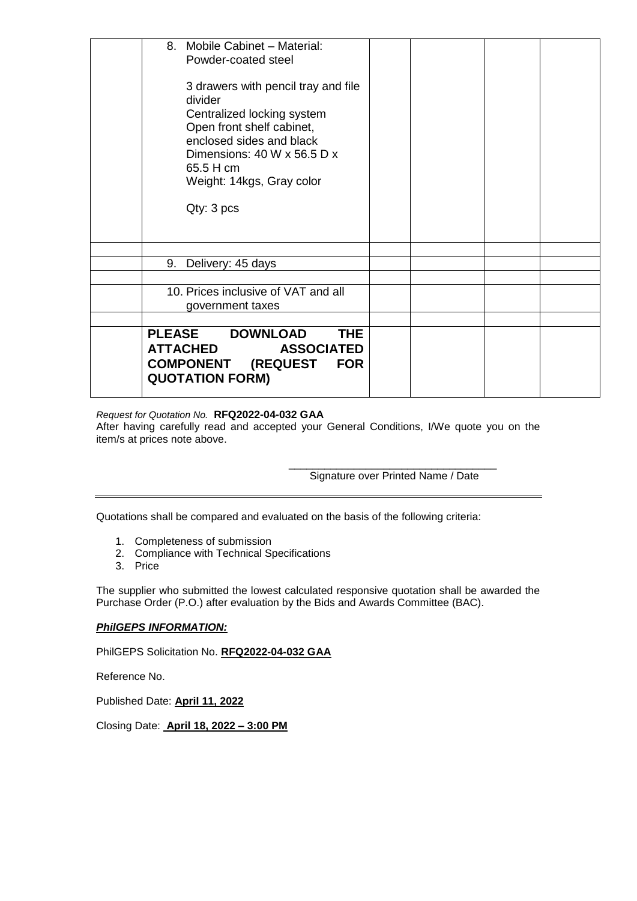| | | | | | |
|---|---|---|---|---|---|
| | 8. Mobile Cabinet – Material: Powder-coated steel<br><br>3 drawers with pencil tray and file divider<br>Centralized locking system<br>Open front shelf cabinet, enclosed sides and black<br>Dimensions: 40 W x 56.5 D x 65.5 H cm<br>Weight: 14kgs, Gray color<br><br>Qty: 3 pcs | | | | |
| | | | | | |
| | 9. Delivery: 45 days | | | | |
| | | | | | |
| | 10. Prices inclusive of VAT and all government taxes | | | | |
| | | | | | |
| | **PLEASE DOWNLOAD THE ATTACHED ASSOCIATED COMPONENT (REQUEST FOR QUOTATION FORM)** | | | | |

*Request for Quotation No.* **RFQ2022-04-032 GAA**
After having carefully read and accepted your General Conditions, I/We quote you on the item/s at prices note above.

\_\_\_\_\_\_\_\_\_\_\_\_\_\_\_\_\_\_\_\_\_\_\_\_\_\_\_\_\_\_\_\_\_\_\_\_
Signature over Printed Name / Date

---

Quotations shall be compared and evaluated on the basis of the following criteria:

1. Completeness of submission
2. Compliance with Technical Specifications
3. Price

The supplier who submitted the lowest calculated responsive quotation shall be awarded the Purchase Order (P.O.) after evaluation by the Bids and Awards Committee (BAC).

***PhilGEPS INFORMATION:***

PhilGEPS Solicitation No. **RFQ2022-04-032 GAA**

Reference No.

Published Date: **April 11, 2022**

Closing Date: **April 18, 2022 – 3:00 PM**